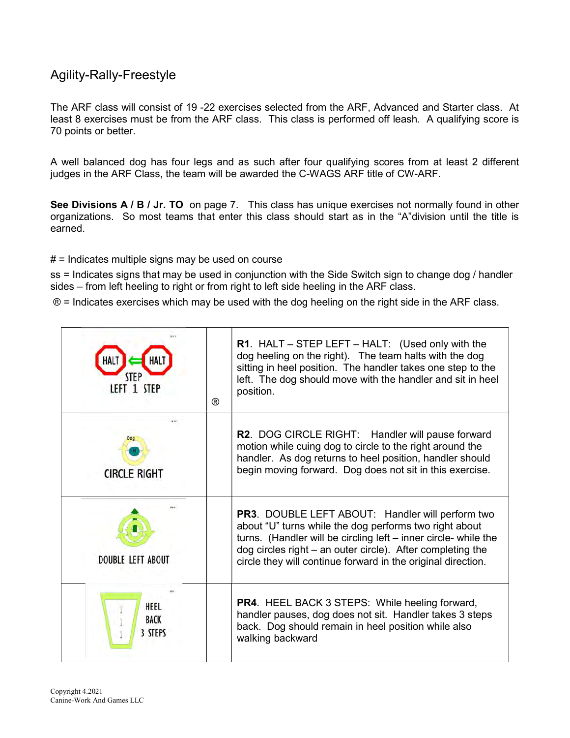# Agility-Rally-Freestyle

The ARF class will consist of 19 -22 exercises selected from the ARF, Advanced and Starter class. At least 8 exercises must be from the ARF class. This class is performed off leash. A qualifying score is 70 points or better.

A well balanced dog has four legs and as such after four qualifying scores from at least 2 different judges in the ARF Class, the team will be awarded the C-WAGS ARF title of CW-ARF.

**See Divisions A / B / Jr. TO** on page 7. This class has unique exercises not normally found in other organizations. So most teams that enter this class should start as in the "A"division until the title is earned.

# = Indicates multiple signs may be used on course

ss = Indicates signs that may be used in conjunction with the Side Switch sign to change dog / handler sides – from left heeling to right or from right to left side heeling in the ARF class.

® = Indicates exercises which may be used with the dog heeling on the right side in the ARF class.

| Sign | | Description |
|---|---|---|
| HALT ⇐ HALT STEP LEFT 1 STEP | ® | **R1**. HALT – STEP LEFT – HALT: (Used only with the dog heeling on the right). The team halts with the dog sitting in heel position. The handler takes one step to the left. The dog should move with the handler and sit in heel position. |
| CIRCLE RIGHT | | **R2**. DOG CIRCLE RIGHT: Handler will pause forward motion while cuing dog to circle to the right around the handler. As dog returns to heel position, handler should begin moving forward. Dog does not sit in this exercise. |
| DOUBLE LEFT ABOUT | | **PR3**. DOUBLE LEFT ABOUT: Handler will perform two about "U" turns while the dog performs two right about turns. (Handler will be circling left – inner circle- while the dog circles right – an outer circle). After completing the circle they will continue forward in the original direction. |
| HEEL BACK 3 STEPS | | **PR4**. HEEL BACK 3 STEPS: While heeling forward, handler pauses, dog does not sit. Handler takes 3 steps back. Dog should remain in heel position while also walking backward |

Copyright 4.2021
Canine-Work And Games LLC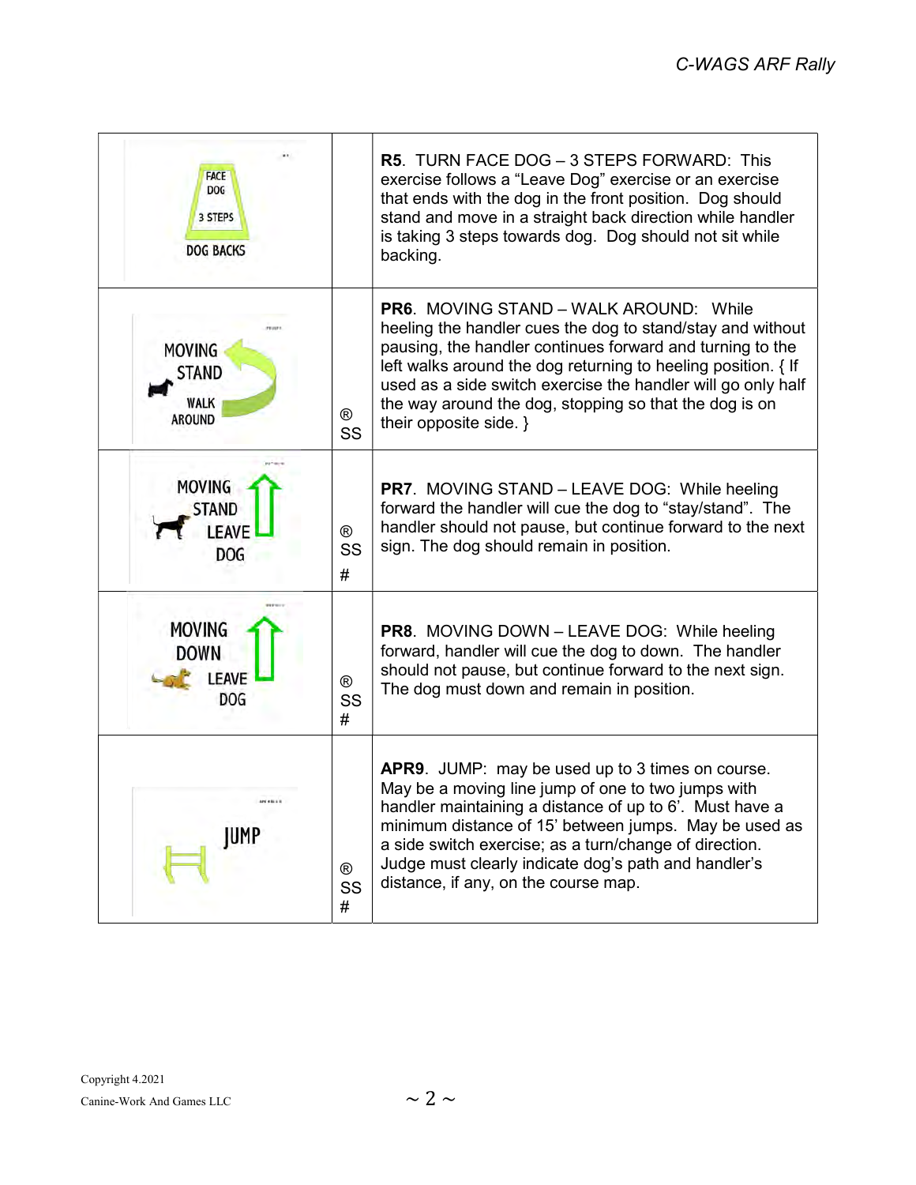| | | |
|---|---|---|
| FACE DOG 3 STEPS DOG BACKS | | **R5**. TURN FACE DOG – 3 STEPS FORWARD: This exercise follows a "Leave Dog" exercise or an exercise that ends with the dog in the front position. Dog should stand and move in a straight back direction while handler is taking 3 steps towards dog. Dog should not sit while backing. |
| MOVING STAND WALK AROUND | ® SS | **PR6**. MOVING STAND – WALK AROUND: While heeling the handler cues the dog to stand/stay and without pausing, the handler continues forward and turning to the left walks around the dog returning to heeling position. { If used as a side switch exercise the handler will go only half the way around the dog, stopping so that the dog is on their opposite side. } |
| MOVING STAND LEAVE DOG | ® SS # | **PR7**. MOVING STAND – LEAVE DOG: While heeling forward the handler will cue the dog to "stay/stand". The handler should not pause, but continue forward to the next sign. The dog should remain in position. |
| MOVING DOWN LEAVE DOG | ® SS # | **PR8**. MOVING DOWN – LEAVE DOG: While heeling forward, handler will cue the dog to down. The handler should not pause, but continue forward to the next sign. The dog must down and remain in position. |
| JUMP | ® SS # | **APR9**. JUMP: may be used up to 3 times on course. May be a moving line jump of one to two jumps with handler maintaining a distance of up to 6'. Must have a minimum distance of 15' between jumps. May be used as a side switch exercise; as a turn/change of direction. Judge must clearly indicate dog's path and handler's distance, if any, on the course map. |

Copyright 4.2021
Canine-Work And Games LLC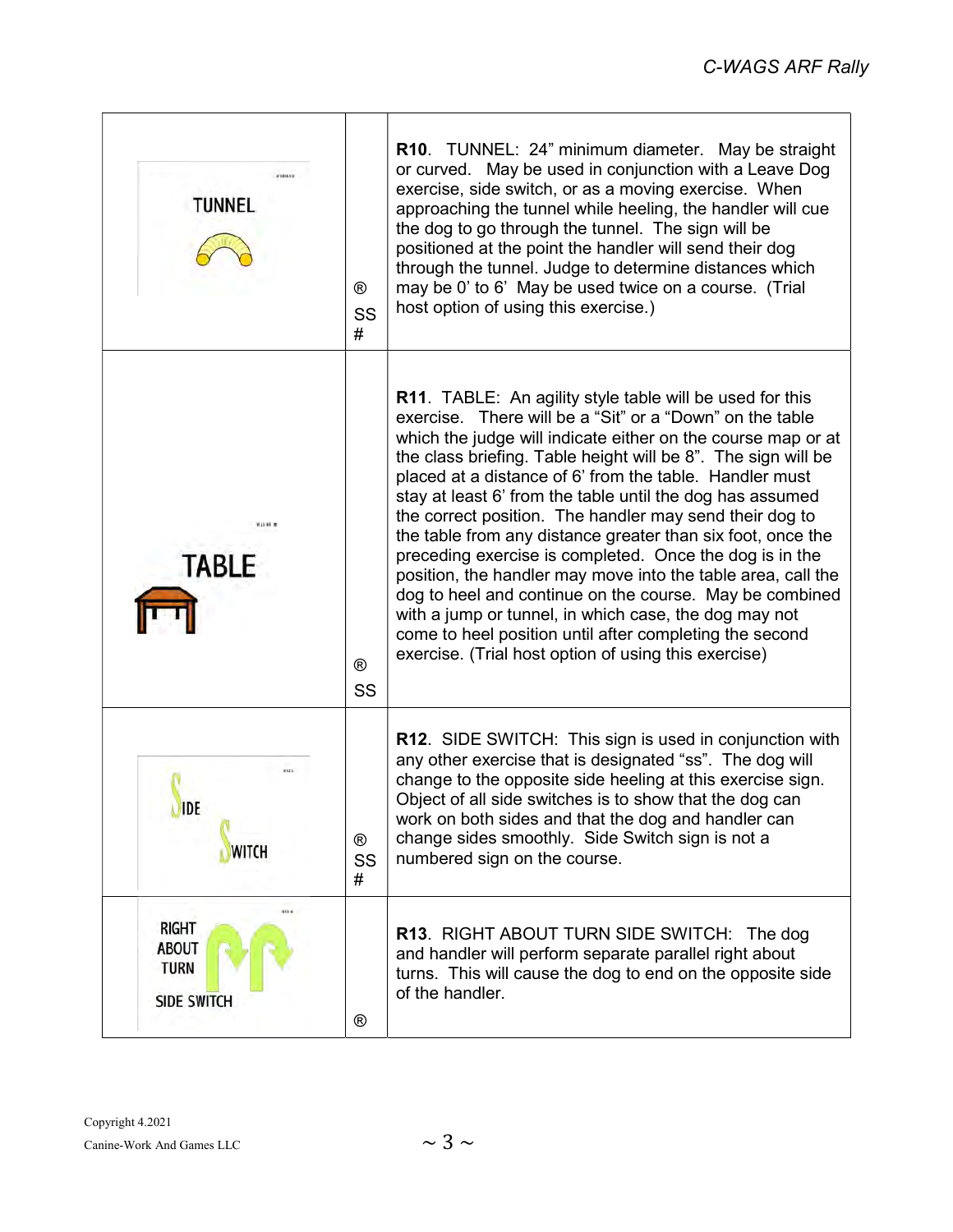| | | |
|---|---|---|
| TUNNEL | ® SS # | **R10**. TUNNEL: 24" minimum diameter. May be straight or curved. May be used in conjunction with a Leave Dog exercise, side switch, or as a moving exercise. When approaching the tunnel while heeling, the handler will cue the dog to go through the tunnel. The sign will be positioned at the point the handler will send their dog through the tunnel. Judge to determine distances which may be 0' to 6' May be used twice on a course. (Trial host option of using this exercise.) |
| TABLE | ® SS | **R11**. TABLE: An agility style table will be used for this exercise. There will be a "Sit" or a "Down" on the table which the judge will indicate either on the course map or at the class briefing. Table height will be 8". The sign will be placed at a distance of 6' from the table. Handler must stay at least 6' from the table until the dog has assumed the correct position. The handler may send their dog to the table from any distance greater than six foot, once the preceding exercise is completed. Once the dog is in the position, the handler may move into the table area, call the dog to heel and continue on the course. May be combined with a jump or tunnel, in which case, the dog may not come to heel position until after completing the second exercise. (Trial host option of using this exercise) |
| SIDE SWITCH | ® SS # | **R12**. SIDE SWITCH: This sign is used in conjunction with any other exercise that is designated "ss". The dog will change to the opposite side heeling at this exercise sign. Object of all side switches is to show that the dog can work on both sides and that the dog and handler can change sides smoothly. Side Switch sign is not a numbered sign on the course. |
| RIGHT ABOUT TURN SIDE SWITCH | ® | **R13**. RIGHT ABOUT TURN SIDE SWITCH: The dog and handler will perform separate parallel right about turns. This will cause the dog to end on the opposite side of the handler. |

Copyright 4.2021
Canine-Work And Games LLC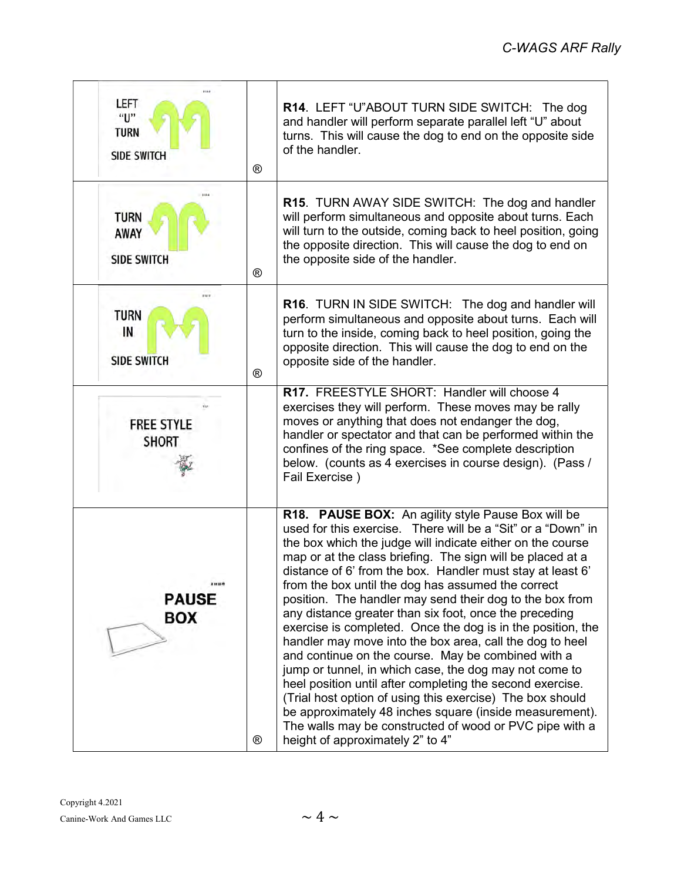| | | |
|---|---|---|
| LEFT "U" TURN SIDE SWITCH | ® | **R14**. LEFT "U"ABOUT TURN SIDE SWITCH: The dog and handler will perform separate parallel left "U" about turns. This will cause the dog to end on the opposite side of the handler. |
| TURN AWAY SIDE SWITCH | ® | **R15**. TURN AWAY SIDE SWITCH: The dog and handler will perform simultaneous and opposite about turns. Each will turn to the outside, coming back to heel position, going the opposite direction. This will cause the dog to end on the opposite side of the handler. |
| TURN IN SIDE SWITCH | ® | **R16**. TURN IN SIDE SWITCH: The dog and handler will perform simultaneous and opposite about turns. Each will turn to the inside, coming back to heel position, going the opposite direction. This will cause the dog to end on the opposite side of the handler. |
| FREE STYLE SHORT | | **R17.** FREESTYLE SHORT: Handler will choose 4 exercises they will perform. These moves may be rally moves or anything that does not endanger the dog, handler or spectator and that can be performed within the confines of the ring space. *See complete description below. (counts as 4 exercises in course design). (Pass / Fail Exercise ) |
| **PAUSE BOX** | ® | **R18. PAUSE BOX:** An agility style Pause Box will be used for this exercise. There will be a "Sit" or a "Down" in the box which the judge will indicate either on the course map or at the class briefing. The sign will be placed at a distance of 6' from the box. Handler must stay at least 6' from the box until the dog has assumed the correct position. The handler may send their dog to the box from any distance greater than six foot, once the preceding exercise is completed. Once the dog is in the position, the handler may move into the box area, call the dog to heel and continue on the course. May be combined with a jump or tunnel, in which case, the dog may not come to heel position until after completing the second exercise. (Trial host option of using this exercise) The box should be approximately 48 inches square (inside measurement). The walls may be constructed of wood or PVC pipe with a height of approximately 2" to 4" |

Copyright 4.2021
Canine-Work And Games LLC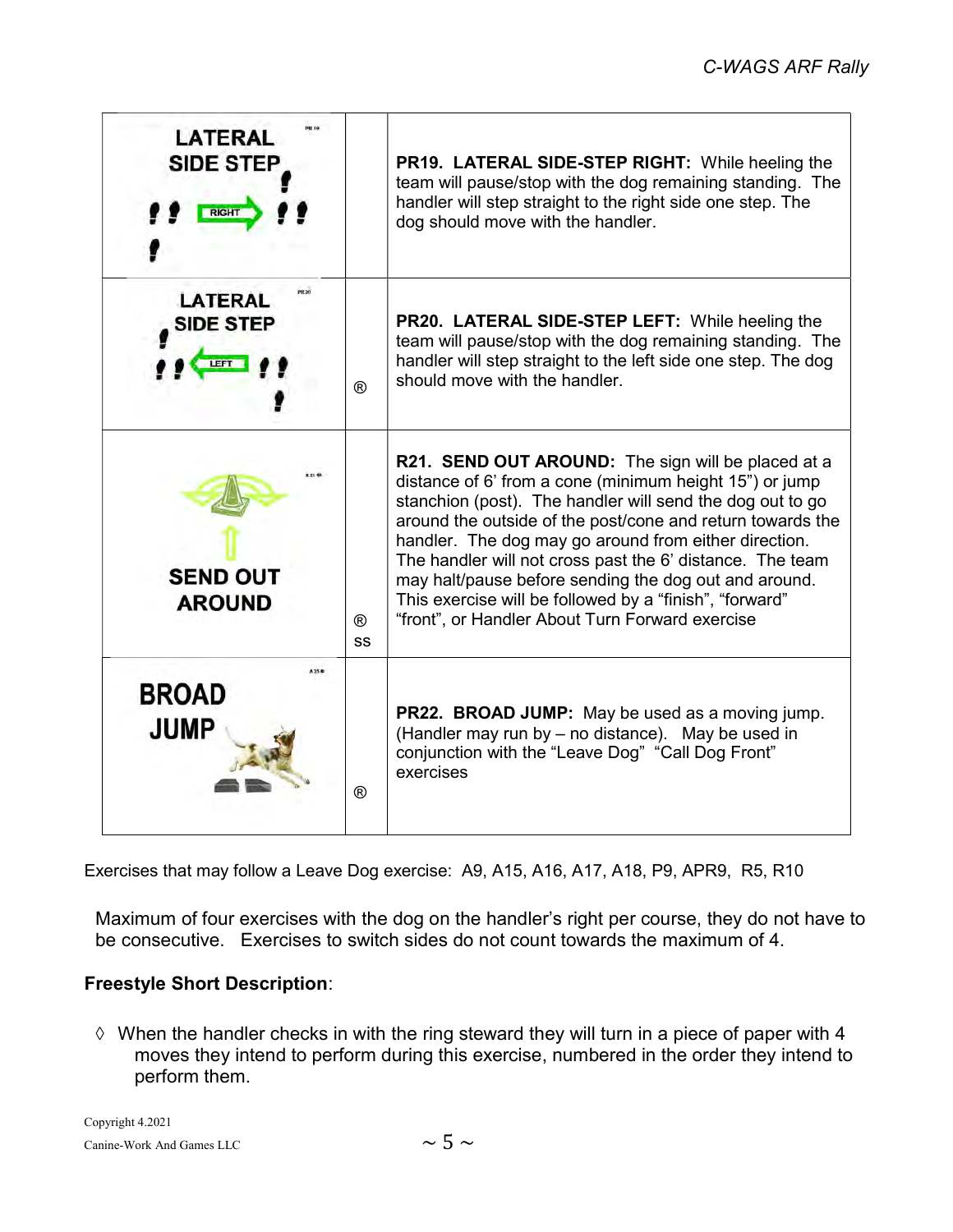| | | |
|---|---|---|
| LATERAL SIDE STEP RIGHT | | **PR19. LATERAL SIDE-STEP RIGHT:** While heeling the team will pause/stop with the dog remaining standing. The handler will step straight to the right side one step. The dog should move with the handler. |
| LATERAL SIDE STEP LEFT | ® | **PR20. LATERAL SIDE-STEP LEFT:** While heeling the team will pause/stop with the dog remaining standing. The handler will step straight to the left side one step. The dog should move with the handler. |
| SEND OUT AROUND | ® ss | **R21. SEND OUT AROUND:** The sign will be placed at a distance of 6' from a cone (minimum height 15") or jump stanchion (post). The handler will send the dog out to go around the outside of the post/cone and return towards the handler. The dog may go around from either direction. The handler will not cross past the 6' distance. The team may halt/pause before sending the dog out and around. This exercise will be followed by a "finish", "forward" "front", or Handler About Turn Forward exercise |
| BROAD JUMP | ® | **PR22. BROAD JUMP:** May be used as a moving jump. (Handler may run by – no distance). May be used in conjunction with the "Leave Dog" "Call Dog Front" exercises |

Exercises that may follow a Leave Dog exercise: A9, A15, A16, A17, A18, P9, APR9, R5, R10

Maximum of four exercises with the dog on the handler's right per course, they do not have to be consecutive. Exercises to switch sides do not count towards the maximum of 4.

**Freestyle Short Description**:

◊ When the handler checks in with the ring steward they will turn in a piece of paper with 4 moves they intend to perform during this exercise, numbered in the order they intend to perform them.

Copyright 4.2021
Canine-Work And Games LLC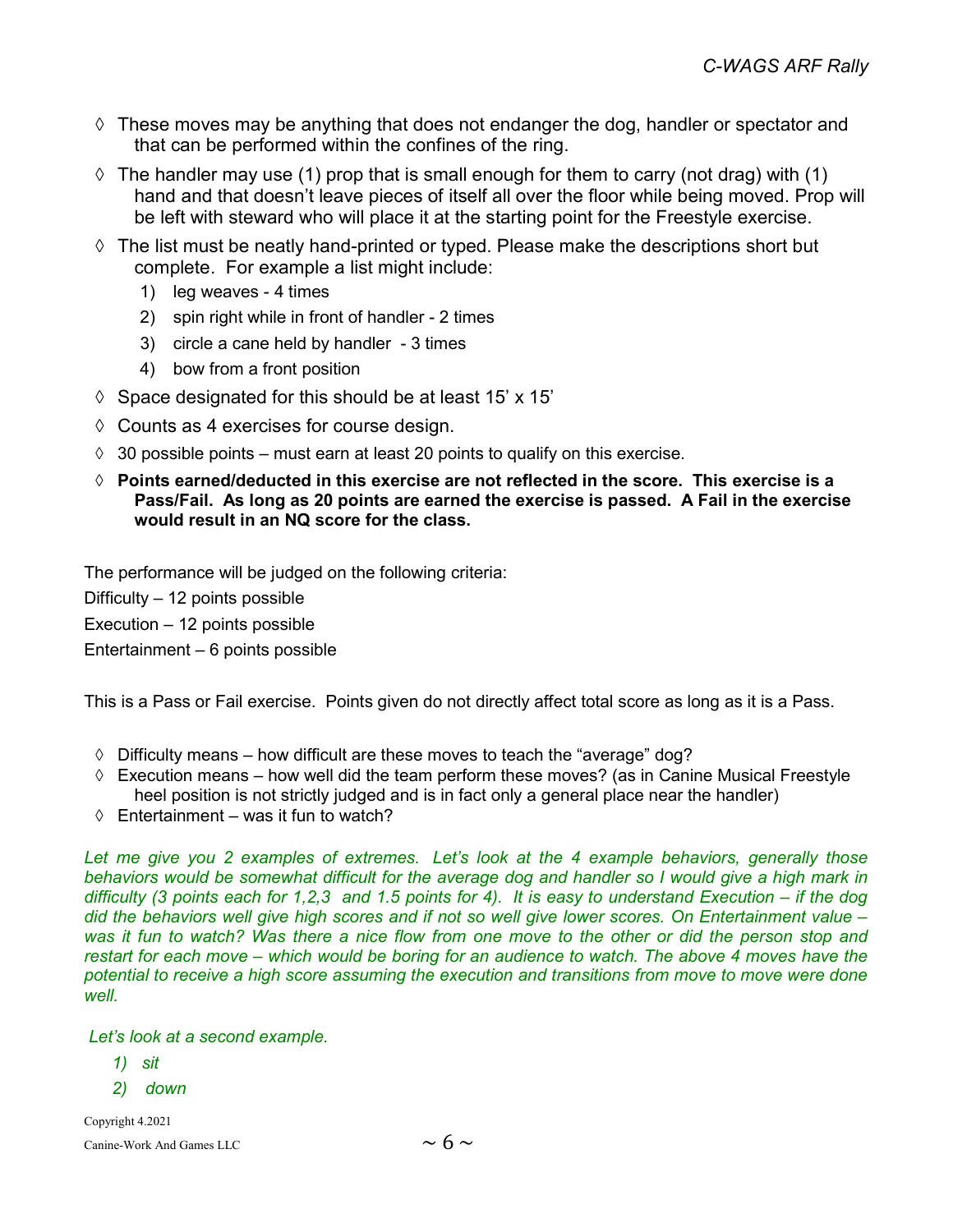- ◊ These moves may be anything that does not endanger the dog, handler or spectator and that can be performed within the confines of the ring.
- ◊ The handler may use (1) prop that is small enough for them to carry (not drag) with (1) hand and that doesn't leave pieces of itself all over the floor while being moved. Prop will be left with steward who will place it at the starting point for the Freestyle exercise.
- ◊ The list must be neatly hand-printed or typed. Please make the descriptions short but complete. For example a list might include:
  1) leg weaves - 4 times
  2) spin right while in front of handler - 2 times
  3) circle a cane held by handler - 3 times
  4) bow from a front position
- ◊ Space designated for this should be at least 15' x 15'
- ◊ Counts as 4 exercises for course design.
- ◊ 30 possible points – must earn at least 20 points to qualify on this exercise.
- ◊ **Points earned/deducted in this exercise are not reflected in the score. This exercise is a Pass/Fail. As long as 20 points are earned the exercise is passed. A Fail in the exercise would result in an NQ score for the class.**

The performance will be judged on the following criteria:

Difficulty – 12 points possible

Execution – 12 points possible

Entertainment – 6 points possible

This is a Pass or Fail exercise. Points given do not directly affect total score as long as it is a Pass.

- ◊ Difficulty means – how difficult are these moves to teach the "average" dog?
- ◊ Execution means – how well did the team perform these moves? (as in Canine Musical Freestyle heel position is not strictly judged and is in fact only a general place near the handler)
- ◊ Entertainment – was it fun to watch?

*Let me give you 2 examples of extremes. Let's look at the 4 example behaviors, generally those behaviors would be somewhat difficult for the average dog and handler so I would give a high mark in difficulty (3 points each for 1,2,3 and 1.5 points for 4). It is easy to understand Execution – if the dog did the behaviors well give high scores and if not so well give lower scores. On Entertainment value – was it fun to watch? Was there a nice flow from one move to the other or did the person stop and restart for each move – which would be boring for an audience to watch. The above 4 moves have the potential to receive a high score assuming the execution and transitions from move to move were done well.*

*Let's look at a second example.*

1) *sit*
2) *down*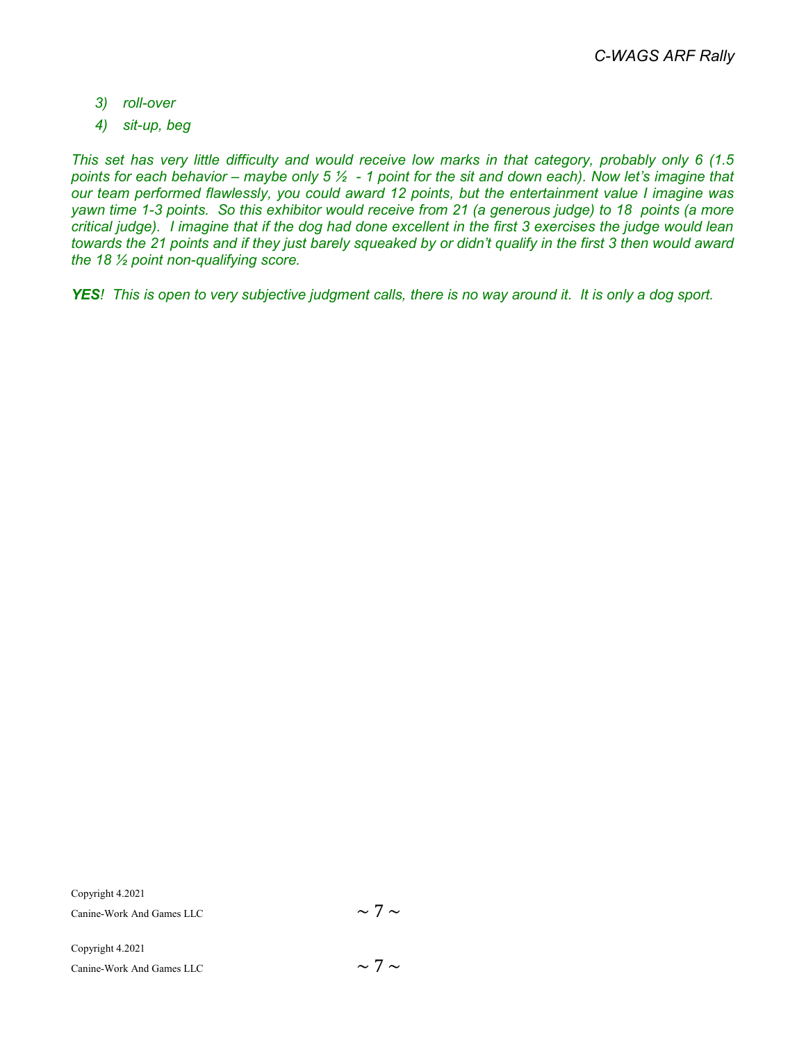3) *roll-over*
4) *sit-up, beg*

*This set has very little difficulty and would receive low marks in that category, probably only 6 (1.5 points for each behavior – maybe only 5 ½ - 1 point for the sit and down each). Now let's imagine that our team performed flawlessly, you could award 12 points, but the entertainment value I imagine was yawn time 1-3 points. So this exhibitor would receive from 21 (a generous judge) to 18 points (a more critical judge). I imagine that if the dog had done excellent in the first 3 exercises the judge would lean towards the 21 points and if they just barely squeaked by or didn't qualify in the first 3 then would award the 18 ½ point non-qualifying score.*

***YES**! This is open to very subjective judgment calls, there is no way around it. It is only a dog sport.*